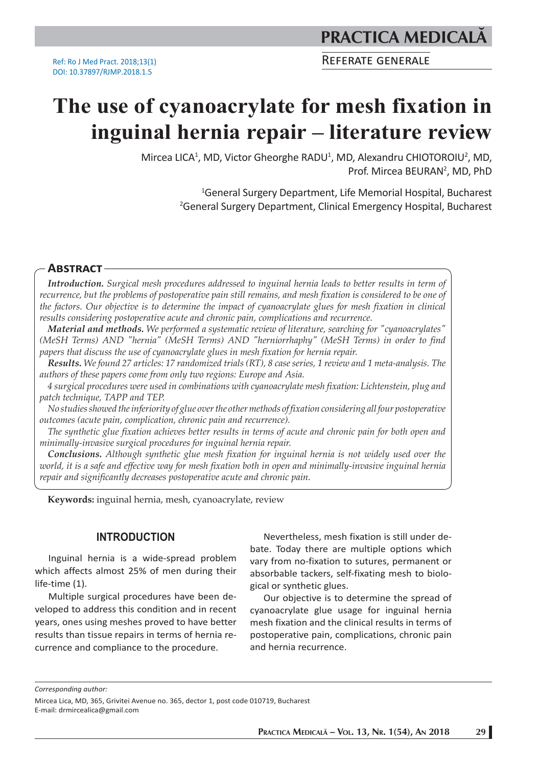Ref: Ro J Med Pract. 2018;13(1)
DOI: 10.37897/RJMP.2018.1.5

Referate generale

# The use of cyanoacrylate for mesh fixation in inguinal hernia repair – literature review

Mircea LICA[1], MD, Victor Gheorghe RADU[1], MD, Alexandru CHIOTOROIU[2], MD, Prof. Mircea BEURAN[2], MD, PhD

[1]General Surgery Department, Life Memorial Hospital, Bucharest
[2]General Surgery Department, Clinical Emergency Hospital, Bucharest

## Abstract

***Introduction.*** *Surgical mesh procedures addressed to inguinal hernia leads to better results in term of recurrence, but the problems of postoperative pain still remains, and mesh fixation is considered to be one of the factors. Our objective is to determine the impact of cyanoacrylate glues for mesh fixation in clinical results considering postoperative acute and chronic pain, complications and recurrence.*

***Material and methods.*** *We performed a systematic review of literature, searching for "cyanoacrylates" (MeSH Terms) AND "hernia" (MeSH Terms) AND "herniorrhaphy" (MeSH Terms) in order to find papers that discuss the use of cyanoacrylate glues in mesh fixation for hernia repair.*

***Results.*** *We found 27 articles: 17 randomized trials (RT), 8 case series, 1 review and 1 meta-analysis. The authors of these papers come from only two regions: Europe and Asia.*

*4 surgical procedures were used in combinations with cyanoacrylate mesh fixation: Lichtenstein, plug and patch technique, TAPP and TEP.*

*No studies showed the inferiority of glue over the other methods of fixation considering all four postoperative outcomes (acute pain, complication, chronic pain and recurrence).*

*The synthetic glue fixation achieves better results in terms of acute and chronic pain for both open and minimally-invasive surgical procedures for inguinal hernia repair.*

***Conclusions.*** *Although synthetic glue mesh fixation for inguinal hernia is not widely used over the world, it is a safe and effective way for mesh fixation both in open and minimally-invasive inguinal hernia repair and significantly decreases postoperative acute and chronic pain.*

**Keywords:** inguinal hernia, mesh, cyanoacrylate, review

## INTRODUCTION

Inguinal hernia is a wide-spread problem which affects almost 25% of men during their life-time (1).

Multiple surgical procedures have been developed to address this condition and in recent years, ones using meshes proved to have better results than tissue repairs in terms of hernia recurrence and compliance to the procedure.

Nevertheless, mesh fixation is still under debate. Today there are multiple options which vary from no-fixation to sutures, permanent or absorbable tackers, self-fixating mesh to biological or synthetic glues.

Our objective is to determine the spread of cyanoacrylate glue usage for inguinal hernia mesh fixation and the clinical results in terms of postoperative pain, complications, chronic pain and hernia recurrence.

*Corresponding author:*

Mircea Lica, MD, 365, Grivitei Avenue no. 365, dector 1, post code 010719, Bucharest
E-mail: drmircealica@gmail.com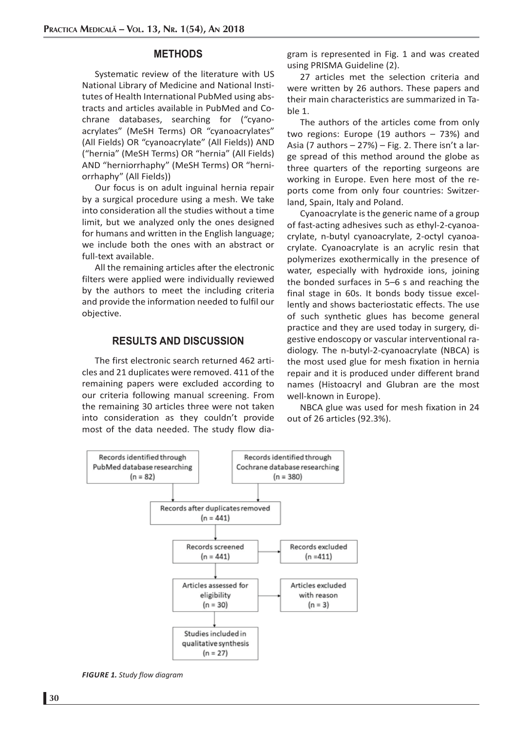## METHODS

Systematic review of the literature with US National Library of Medicine and National Institutes of Health International PubMed using abstracts and articles available in PubMed and Cochrane databases, searching for ("cyanoacrylates" (MeSH Terms) OR "cyanoacrylates" (All Fields) OR "cyanoacrylate" (All Fields)) AND ("hernia" (MeSH Terms) OR "hernia" (All Fields) AND "herniorrhaphy" (MeSH Terms) OR "herniorrhaphy" (All Fields))

Our focus is on adult inguinal hernia repair by a surgical procedure using a mesh. We take into consideration all the studies without a time limit, but we analyzed only the ones designed for humans and written in the English language; we include both the ones with an abstract or full-text available.

All the remaining articles after the electronic filters were applied were individually reviewed by the authors to meet the including criteria and provide the information needed to fulfil our objective.

## RESULTS AND DISCUSSION

The first electronic search returned 462 articles and 21 duplicates were removed. 411 of the remaining papers were excluded according to our criteria following manual screening. From the remaining 30 articles three were not taken into consideration as they couldn't provide most of the data needed. The study flow diagram is represented in Fig. 1 and was created using PRISMA Guideline (2).

27 articles met the selection criteria and were written by 26 authors. These papers and their main characteristics are summarized in Table 1.

The authors of the articles come from only two regions: Europe (19 authors – 73%) and Asia (7 authors – 27%) – Fig. 2. There isn't a large spread of this method around the globe as three quarters of the reporting surgeons are working in Europe. Even here most of the reports come from only four countries: Switzerland, Spain, Italy and Poland.

Cyanoacrylate is the generic name of a group of fast-acting adhesives such as ethyl-2-cyanoacrylate, n-butyl cyanoacrylate, 2-octyl cyanoacrylate. Cyanoacrylate is an acrylic resin that polymerizes exothermically in the presence of water, especially with hydroxide ions, joining the bonded surfaces in 5–6 s and reaching the final stage in 60s. It bonds body tissue excellently and shows bacteriostatic effects. The use of such synthetic glues has become general practice and they are used today in surgery, digestive endoscopy or vascular interventional radiology. The n-butyl-2-cyanoacrylate (NBCA) is the most used glue for mesh fixation in hernia repair and it is produced under different brand names (Histoacryl and Glubran are the most well-known in Europe).

NBCA glue was used for mesh fixation in 24 out of 26 articles (92.3%).

Records identified through PubMed database researching (n = 82)

Records identified through Cochrane database researching (n = 380)

Records after duplicates removed (n = 441)

Records screened (n = 441) → Records excluded (n = 411)

Articles assessed for eligibility (n = 30) → Articles excluded with reason (n = 3)

Studies included in qualitative synthesis (n = 27)

***FIGURE 1.*** *Study flow diagram*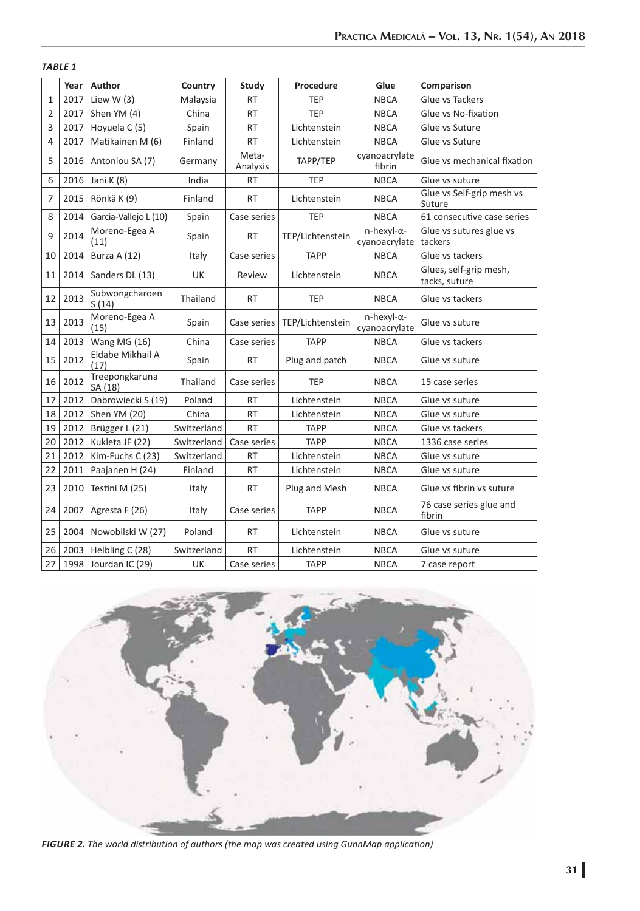***TABLE 1***

| | Year | Author | Country | Study | Procedure | Glue | Comparison |
|---|---|---|---|---|---|---|---|
| 1 | 2017 | Liew W (3) | Malaysia | RT | TEP | NBCA | Glue vs Tackers |
| 2 | 2017 | Shen YM (4) | China | RT | TEP | NBCA | Glue vs No-fixation |
| 3 | 2017 | Hoyuela C (5) | Spain | RT | Lichtenstein | NBCA | Glue vs Suture |
| 4 | 2017 | Matikainen M (6) | Finland | RT | Lichtenstein | NBCA | Glue vs Suture |
| 5 | 2016 | Antoniou SA (7) | Germany | Meta-Analysis | TAPP/TEP | cyanoacrylate fibrin | Glue vs mechanical fixation |
| 6 | 2016 | Jani K (8) | India | RT | TEP | NBCA | Glue vs suture |
| 7 | 2015 | Rönkä K (9) | Finland | RT | Lichtenstein | NBCA | Glue vs Self-grip mesh vs Suture |
| 8 | 2014 | Garcia-Vallejo L (10) | Spain | Case series | TEP | NBCA | 61 consecutive case series |
| 9 | 2014 | Moreno-Egea A (11) | Spain | RT | TEP/Lichtenstein | n-hexyl-α-cyanoacrylate | Glue vs sutures glue vs tackers |
| 10 | 2014 | Burza A (12) | Italy | Case series | TAPP | NBCA | Glue vs tackers |
| 11 | 2014 | Sanders DL (13) | UK | Review | Lichtenstein | NBCA | Glues, self-grip mesh, tacks, suture |
| 12 | 2013 | Subwongcharoen S (14) | Thailand | RT | TEP | NBCA | Glue vs tackers |
| 13 | 2013 | Moreno-Egea A (15) | Spain | Case series | TEP/Lichtenstein | n-hexyl-α-cyanoacrylate | Glue vs suture |
| 14 | 2013 | Wang MG (16) | China | Case series | TAPP | NBCA | Glue vs tackers |
| 15 | 2012 | Eldabe Mikhail A (17) | Spain | RT | Plug and patch | NBCA | Glue vs suture |
| 16 | 2012 | Treepongkaruna SA (18) | Thailand | Case series | TEP | NBCA | 15 case series |
| 17 | 2012 | Dabrowiecki S (19) | Poland | RT | Lichtenstein | NBCA | Glue vs suture |
| 18 | 2012 | Shen YM (20) | China | RT | Lichtenstein | NBCA | Glue vs suture |
| 19 | 2012 | Brügger L (21) | Switzerland | RT | TAPP | NBCA | Glue vs tackers |
| 20 | 2012 | Kukleta JF (22) | Switzerland | Case series | TAPP | NBCA | 1336 case series |
| 21 | 2012 | Kim-Fuchs C (23) | Switzerland | RT | Lichtenstein | NBCA | Glue vs suture |
| 22 | 2011 | Paajanen H (24) | Finland | RT | Lichtenstein | NBCA | Glue vs suture |
| 23 | 2010 | Testini M (25) | Italy | RT | Plug and Mesh | NBCA | Glue vs fibrin vs suture |
| 24 | 2007 | Agresta F (26) | Italy | Case series | TAPP | NBCA | 76 case series glue and fibrin |
| 25 | 2004 | Nowobilski W (27) | Poland | RT | Lichtenstein | NBCA | Glue vs suture |
| 26 | 2003 | Helbling C (28) | Switzerland | RT | Lichtenstein | NBCA | Glue vs suture |
| 27 | 1998 | Jourdan IC (29) | UK | Case series | TAPP | NBCA | 7 case report |

***FIGURE 2.*** *The world distribution of authors (the map was created using GunnMap application)*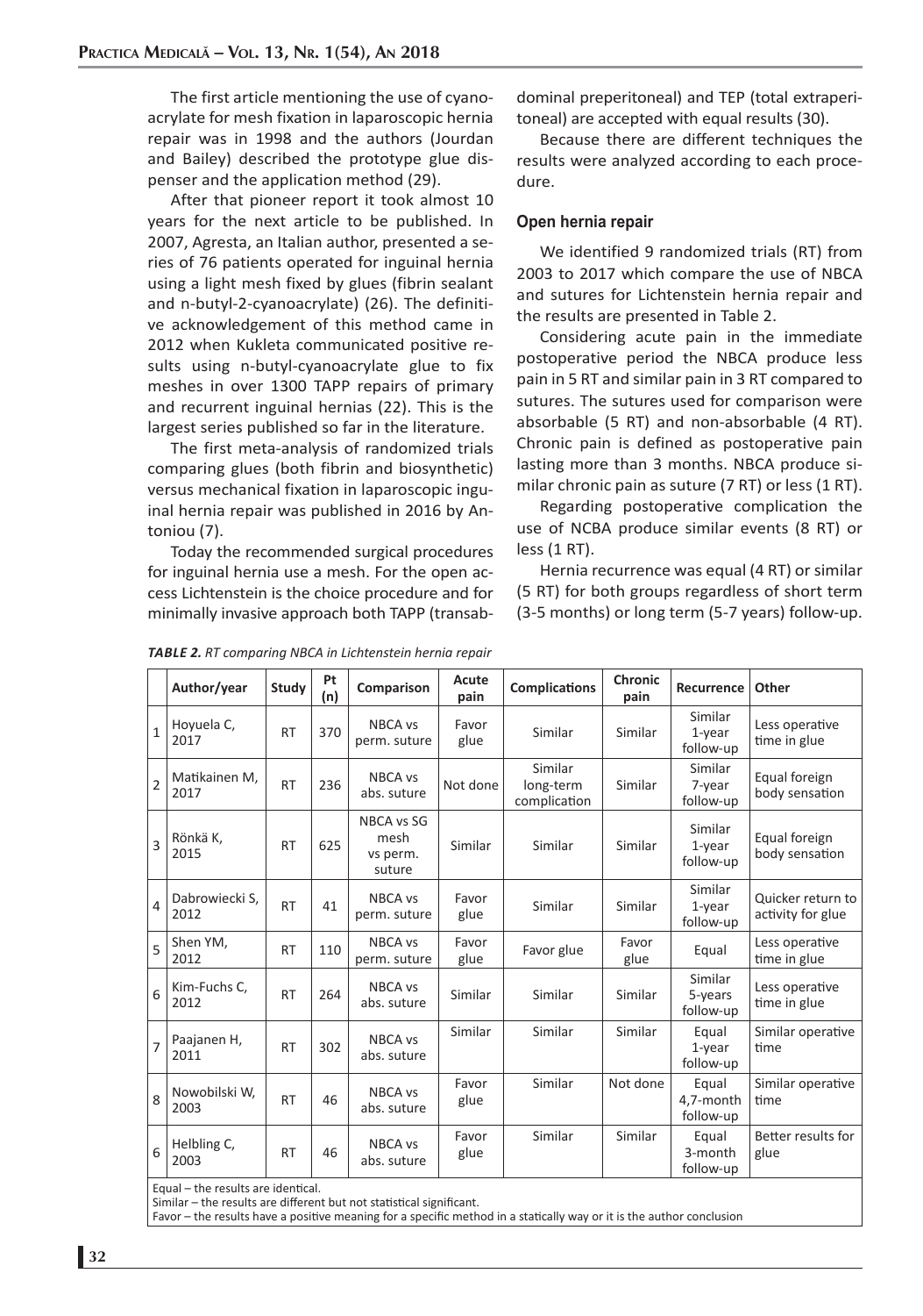The first article mentioning the use of cyanoacrylate for mesh fixation in laparoscopic hernia repair was in 1998 and the authors (Jourdan and Bailey) described the prototype glue dispenser and the application method (29).

After that pioneer report it took almost 10 years for the next article to be published. In 2007, Agresta, an Italian author, presented a series of 76 patients operated for inguinal hernia using a light mesh fixed by glues (fibrin sealant and n-butyl-2-cyanoacrylate) (26). The definitive acknowledgement of this method came in 2012 when Kukleta communicated positive results using n-butyl-cyanoacrylate glue to fix meshes in over 1300 TAPP repairs of primary and recurrent inguinal hernias (22). This is the largest series published so far in the literature.

The first meta-analysis of randomized trials comparing glues (both fibrin and biosynthetic) versus mechanical fixation in laparoscopic inguinal hernia repair was published in 2016 by Antoniou (7).

Today the recommended surgical procedures for inguinal hernia use a mesh. For the open access Lichtenstein is the choice procedure and for minimally invasive approach both TAPP (transabdominal preperitoneal) and TEP (total extraperitoneal) are accepted with equal results (30).

Because there are different techniques the results were analyzed according to each procedure.

### Open hernia repair

We identified 9 randomized trials (RT) from 2003 to 2017 which compare the use of NBCA and sutures for Lichtenstein hernia repair and the results are presented in Table 2.

Considering acute pain in the immediate postoperative period the NBCA produce less pain in 5 RT and similar pain in 3 RT compared to sutures. The sutures used for comparison were absorbable (5 RT) and non-absorbable (4 RT). Chronic pain is defined as postoperative pain lasting more than 3 months. NBCA produce similar chronic pain as suture (7 RT) or less (1 RT).

Regarding postoperative complication the use of NCBA produce similar events (8 RT) or less (1 RT).

Hernia recurrence was equal (4 RT) or similar (5 RT) for both groups regardless of short term (3-5 months) or long term (5-7 years) follow-up.

*TABLE 2. RT comparing NBCA in Lichtenstein hernia repair*

| | Author/year | Study | Pt (n) | Comparison | Acute pain | Complications | Chronic pain | Recurrence | Other |
|---|---|---|---|---|---|---|---|---|---|
| 1 | Hoyuela C, 2017 | RT | 370 | NBCA vs perm. suture | Favor glue | Similar | Similar | Similar 1-year follow-up | Less operative time in glue |
| 2 | Matikainen M, 2017 | RT | 236 | NBCA vs abs. suture | Not done | Similar long-term complication | Similar | Similar 7-year follow-up | Equal foreign body sensation |
| 3 | Rönkä K, 2015 | RT | 625 | NBCA vs SG mesh vs perm. suture | Similar | Similar | Similar | Similar 1-year follow-up | Equal foreign body sensation |
| 4 | Dabrowiecki S, 2012 | RT | 41 | NBCA vs perm. suture | Favor glue | Similar | Similar | Similar 1-year follow-up | Quicker return to activity for glue |
| 5 | Shen YM, 2012 | RT | 110 | NBCA vs perm. suture | Favor glue | Favor glue | Favor glue | Equal | Less operative time in glue |
| 6 | Kim-Fuchs C, 2012 | RT | 264 | NBCA vs abs. suture | Similar | Similar | Similar | Similar 5-years follow-up | Less operative time in glue |
| 7 | Paajanen H, 2011 | RT | 302 | NBCA vs abs. suture | Similar | Similar | Similar | Equal 1-year follow-up | Similar operative time |
| 8 | Nowobilski W, 2003 | RT | 46 | NBCA vs abs. suture | Favor glue | Similar | Not done | Equal 4,7-month follow-up | Similar operative time |
| 6 | Helbling C, 2003 | RT | 46 | NBCA vs abs. suture | Favor glue | Similar | Similar | Equal 3-month follow-up | Better results for glue |

Equal – the results are identical.
Similar – the results are different but not statistical significant.
Favor – the results have a positive meaning for a specific method in a statically way or it is the author conclusion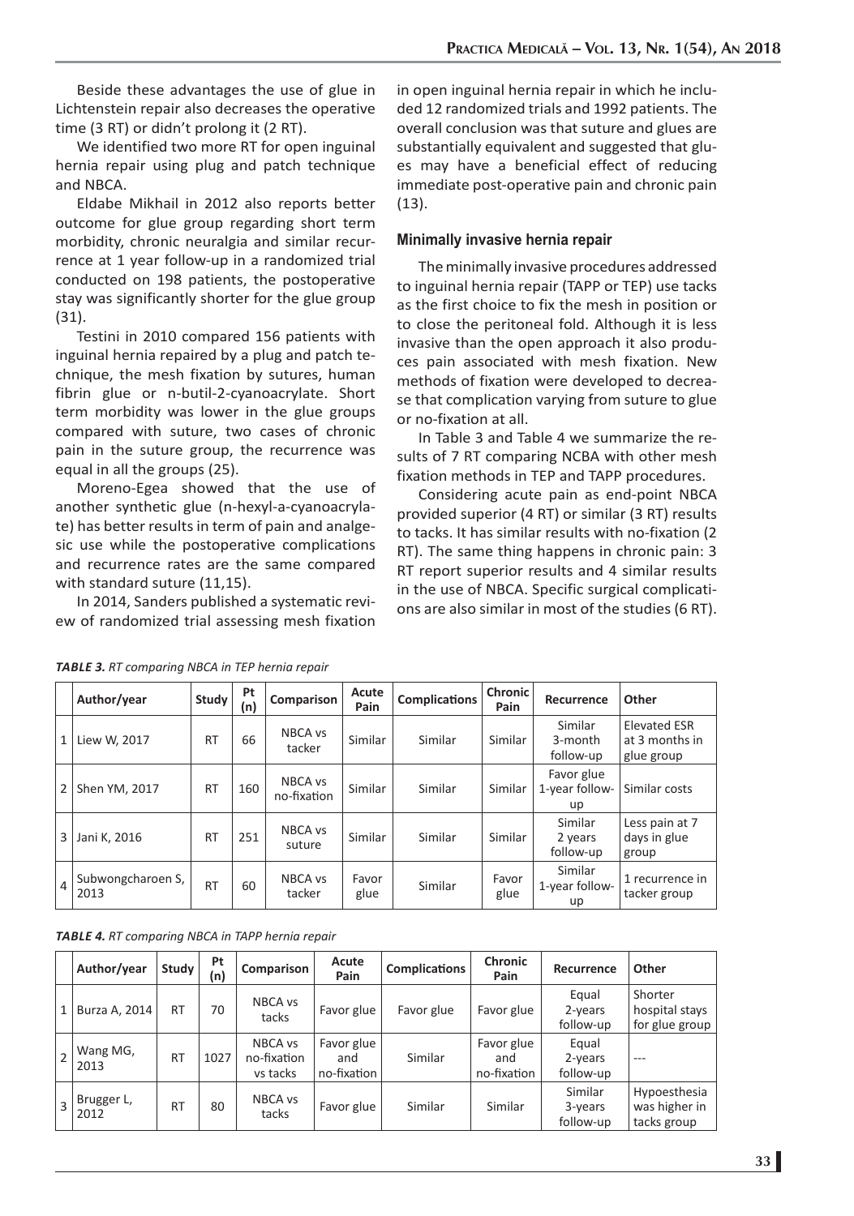Beside these advantages the use of glue in Lichtenstein repair also decreases the operative time (3 RT) or didn't prolong it (2 RT).

We identified two more RT for open inguinal hernia repair using plug and patch technique and NBCA.

Eldabe Mikhail in 2012 also reports better outcome for glue group regarding short term morbidity, chronic neuralgia and similar recurrence at 1 year follow-up in a randomized trial conducted on 198 patients, the postoperative stay was significantly shorter for the glue group (31).

Testini in 2010 compared 156 patients with inguinal hernia repaired by a plug and patch technique, the mesh fixation by sutures, human fibrin glue or n-butil-2-cyanoacrylate. Short term morbidity was lower in the glue groups compared with suture, two cases of chronic pain in the suture group, the recurrence was equal in all the groups (25).

Moreno-Egea showed that the use of another synthetic glue (n-hexyl-a-cyanoacrylate) has better results in term of pain and analgesic use while the postoperative complications and recurrence rates are the same compared with standard suture (11,15).

In 2014, Sanders published a systematic review of randomized trial assessing mesh fixation in open inguinal hernia repair in which he included 12 randomized trials and 1992 patients. The overall conclusion was that suture and glues are substantially equivalent and suggested that glues may have a beneficial effect of reducing immediate post-operative pain and chronic pain (13).

### Minimally invasive hernia repair

The minimally invasive procedures addressed to inguinal hernia repair (TAPP or TEP) use tacks as the first choice to fix the mesh in position or to close the peritoneal fold. Although it is less invasive than the open approach it also produces pain associated with mesh fixation. New methods of fixation were developed to decrease that complication varying from suture to glue or no-fixation at all.

In Table 3 and Table 4 we summarize the results of 7 RT comparing NCBA with other mesh fixation methods in TEP and TAPP procedures.

Considering acute pain as end-point NBCA provided superior (4 RT) or similar (3 RT) results to tacks. It has similar results with no-fixation (2 RT). The same thing happens in chronic pain: 3 RT report superior results and 4 similar results in the use of NBCA. Specific surgical complications are also similar in most of the studies (6 RT).

*TABLE 3. RT comparing NBCA in TEP hernia repair*

| | Author/year | Study | Pt (n) | Comparison | Acute Pain | Complications | Chronic Pain | Recurrence | Other |
|---|---|---|---|---|---|---|---|---|---|
| 1 | Liew W, 2017 | RT | 66 | NBCA vs tacker | Similar | Similar | Similar | Similar 3-month follow-up | Elevated ESR at 3 months in glue group |
| 2 | Shen YM, 2017 | RT | 160 | NBCA vs no-fixation | Similar | Similar | Similar | Favor glue 1-year follow-up | Similar costs |
| 3 | Jani K, 2016 | RT | 251 | NBCA vs suture | Similar | Similar | Similar | Similar 2 years follow-up | Less pain at 7 days in glue group |
| 4 | Subwongcharoen S, 2013 | RT | 60 | NBCA vs tacker | Favor glue | Similar | Favor glue | Similar 1-year follow-up | 1 recurrence in tacker group |

*TABLE 4. RT comparing NBCA in TAPP hernia repair*

| | Author/year | Study | Pt (n) | Comparison | Acute Pain | Complications | Chronic Pain | Recurrence | Other |
|---|---|---|---|---|---|---|---|---|---|
| 1 | Burza A, 2014 | RT | 70 | NBCA vs tacks | Favor glue | Favor glue | Favor glue | Equal 2-years follow-up | Shorter hospital stays for glue group |
| 2 | Wang MG, 2013 | RT | 1027 | NBCA vs no-fixation vs tacks | Favor glue and no-fixation | Similar | Favor glue and no-fixation | Equal 2-years follow-up | --- |
| 3 | Brugger L, 2012 | RT | 80 | NBCA vs tacks | Favor glue | Similar | Similar | Similar 3-years follow-up | Hypoesthesia was higher in tacks group |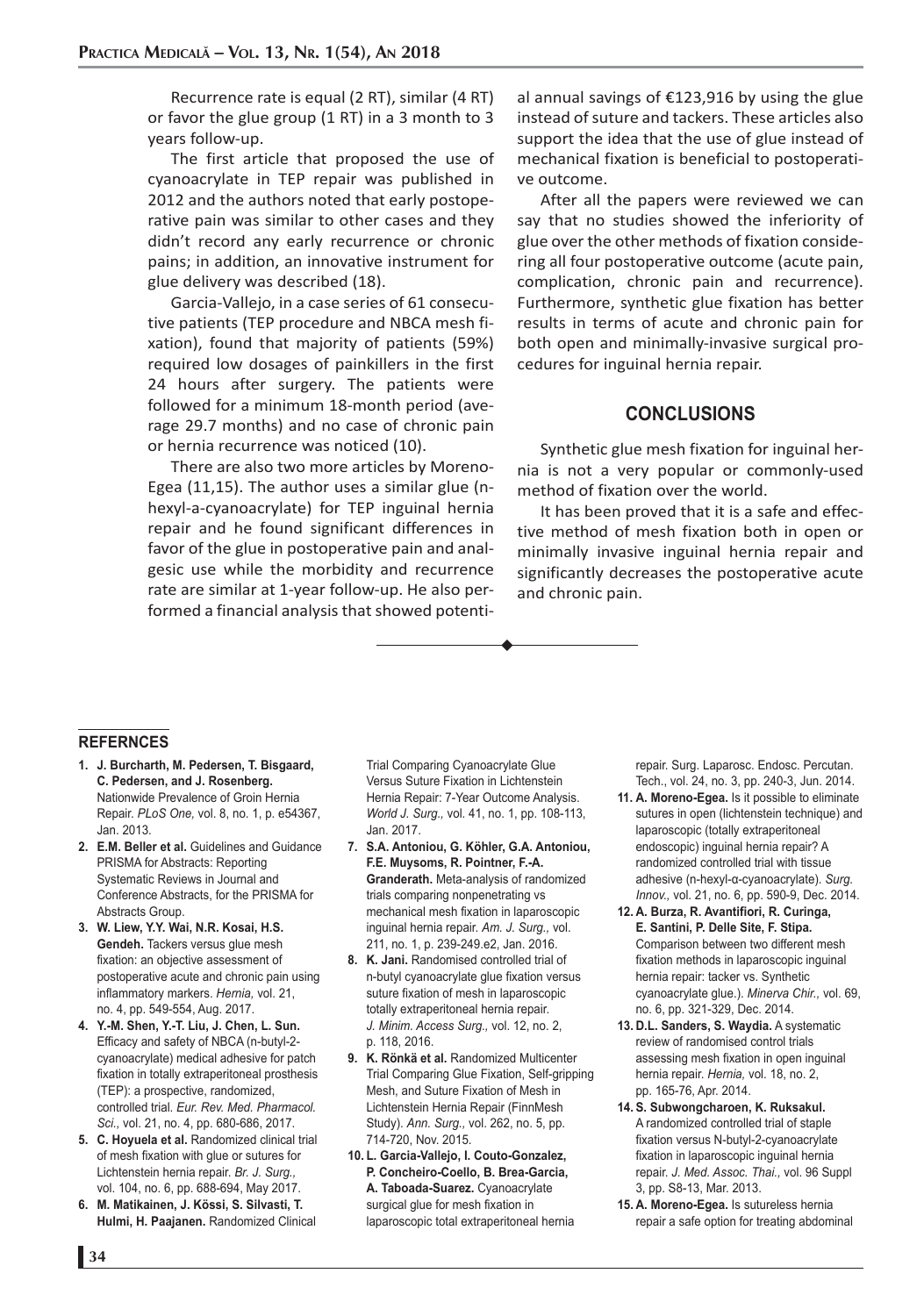Recurrence rate is equal (2 RT), similar (4 RT) or favor the glue group (1 RT) in a 3 month to 3 years follow-up.

The first article that proposed the use of cyanoacrylate in TEP repair was published in 2012 and the authors noted that early postoperative pain was similar to other cases and they didn't record any early recurrence or chronic pains; in addition, an innovative instrument for glue delivery was described (18).

Garcia-Vallejo, in a case series of 61 consecutive patients (TEP procedure and NBCA mesh fixation), found that majority of patients (59%) required low dosages of painkillers in the first 24 hours after surgery. The patients were followed for a minimum 18-month period (average 29.7 months) and no case of chronic pain or hernia recurrence was noticed (10).

There are also two more articles by Moreno-Egea (11,15). The author uses a similar glue (n-hexyl-a-cyanoacrylate) for TEP inguinal hernia repair and he found significant differences in favor of the glue in postoperative pain and analgesic use while the morbidity and recurrence rate are similar at 1-year follow-up. He also performed a financial analysis that showed potential annual savings of €123,916 by using the glue instead of suture and tackers. These articles also support the idea that the use of glue instead of mechanical fixation is beneficial to postoperative outcome.

After all the papers were reviewed we can say that no studies showed the inferiority of glue over the other methods of fixation considering all four postoperative outcome (acute pain, complication, chronic pain and recurrence). Furthermore, synthetic glue fixation has better results in terms of acute and chronic pain for both open and minimally-invasive surgical procedures for inguinal hernia repair.

## CONCLUSIONS

Synthetic glue mesh fixation for inguinal hernia is not a very popular or commonly-used method of fixation over the world.

It has been proved that it is a safe and effective method of mesh fixation both in open or minimally invasive inguinal hernia repair and significantly decreases the postoperative acute and chronic pain.

## REFERNCES

1. **J. Burcharth, M. Pedersen, T. Bisgaard, C. Pedersen, and J. Rosenberg.** Nationwide Prevalence of Groin Hernia Repair. *PLoS One,* vol. 8, no. 1, p. e54367, Jan. 2013.
2. **E.M. Beller et al.** Guidelines and Guidance PRISMA for Abstracts: Reporting Systematic Reviews in Journal and Conference Abstracts, for the PRISMA for Abstracts Group.
3. **W. Liew, Y.Y. Wai, N.R. Kosai, H.S. Gendeh.** Tackers versus glue mesh fixation: an objective assessment of postoperative acute and chronic pain using inflammatory markers. *Hernia,* vol. 21, no. 4, pp. 549-554, Aug. 2017.
4. **Y.-M. Shen, Y.-T. Liu, J. Chen, L. Sun.** Efficacy and safety of NBCA (n-butyl-2-cyanoacrylate) medical adhesive for patch fixation in totally extraperitoneal prosthesis (TEP): a prospective, randomized, controlled trial. *Eur. Rev. Med. Pharmacol. Sci.,* vol. 21, no. 4, pp. 680-686, 2017.
5. **C. Hoyuela et al.** Randomized clinical trial of mesh fixation with glue or sutures for Lichtenstein hernia repair. *Br. J. Surg.,* vol. 104, no. 6, pp. 688-694, May 2017.
6. **M. Matikainen, J. Kössi, S. Silvasti, T. Hulmi, H. Paajanen.** Randomized Clinical Trial Comparing Cyanoacrylate Glue Versus Suture Fixation in Lichtenstein Hernia Repair: 7-Year Outcome Analysis. *World J. Surg.,* vol. 41, no. 1, pp. 108-113, Jan. 2017.
7. **S.A. Antoniou, G. Köhler, G.A. Antoniou, F.E. Muysoms, R. Pointner, F.-A. Granderath.** Meta-analysis of randomized trials comparing nonpenetrating vs mechanical mesh fixation in laparoscopic inguinal hernia repair. *Am. J. Surg.,* vol. 211, no. 1, p. 239-249.e2, Jan. 2016.
8. **K. Jani.** Randomised controlled trial of n-butyl cyanoacrylate glue fixation versus suture fixation of mesh in laparoscopic totally extraperitoneal hernia repair. *J. Minim. Access Surg.,* vol. 12, no. 2, p. 118, 2016.
9. **K. Rönkä et al.** Randomized Multicenter Trial Comparing Glue Fixation, Self-gripping Mesh, and Suture Fixation of Mesh in Lichtenstein Hernia Repair (FinnMesh Study). *Ann. Surg.,* vol. 262, no. 5, pp. 714-720, Nov. 2015.
10. **L. Garcia-Vallejo, I. Couto-Gonzalez, P. Concheiro-Coello, B. Brea-Garcia, A. Taboada-Suarez.** Cyanoacrylate surgical glue for mesh fixation in laparoscopic total extraperitoneal hernia repair. Surg. Laparosc. Endosc. Percutan. Tech., vol. 24, no. 3, pp. 240-3, Jun. 2014.
11. **A. Moreno-Egea.** Is it possible to eliminate sutures in open (lichtenstein technique) and laparoscopic (totally extraperitoneal endoscopic) inguinal hernia repair? A randomized controlled trial with tissue adhesive (n-hexyl-α-cyanoacrylate). *Surg. Innov.,* vol. 21, no. 6, pp. 590-9, Dec. 2014.
12. **A. Burza, R. Avantifiori, R. Curinga, E. Santini, P. Delle Site, F. Stipa.** Comparison between two different mesh fixation methods in laparoscopic inguinal hernia repair: tacker vs. Synthetic cyanoacrylate glue.). *Minerva Chir.,* vol. 69, no. 6, pp. 321-329, Dec. 2014.
13. **D.L. Sanders, S. Waydia.** A systematic review of randomised control trials assessing mesh fixation in open inguinal hernia repair. *Hernia,* vol. 18, no. 2, pp. 165-76, Apr. 2014.
14. **S. Subwongcharoen, K. Ruksakul.** A randomized controlled trial of staple fixation versus N-butyl-2-cyanoacrylate fixation in laparoscopic inguinal hernia repair. *J. Med. Assoc. Thai.,* vol. 96 Suppl 3, pp. S8-13, Mar. 2013.
15. **A. Moreno-Egea.** Is sutureless hernia repair a safe option for treating abdominal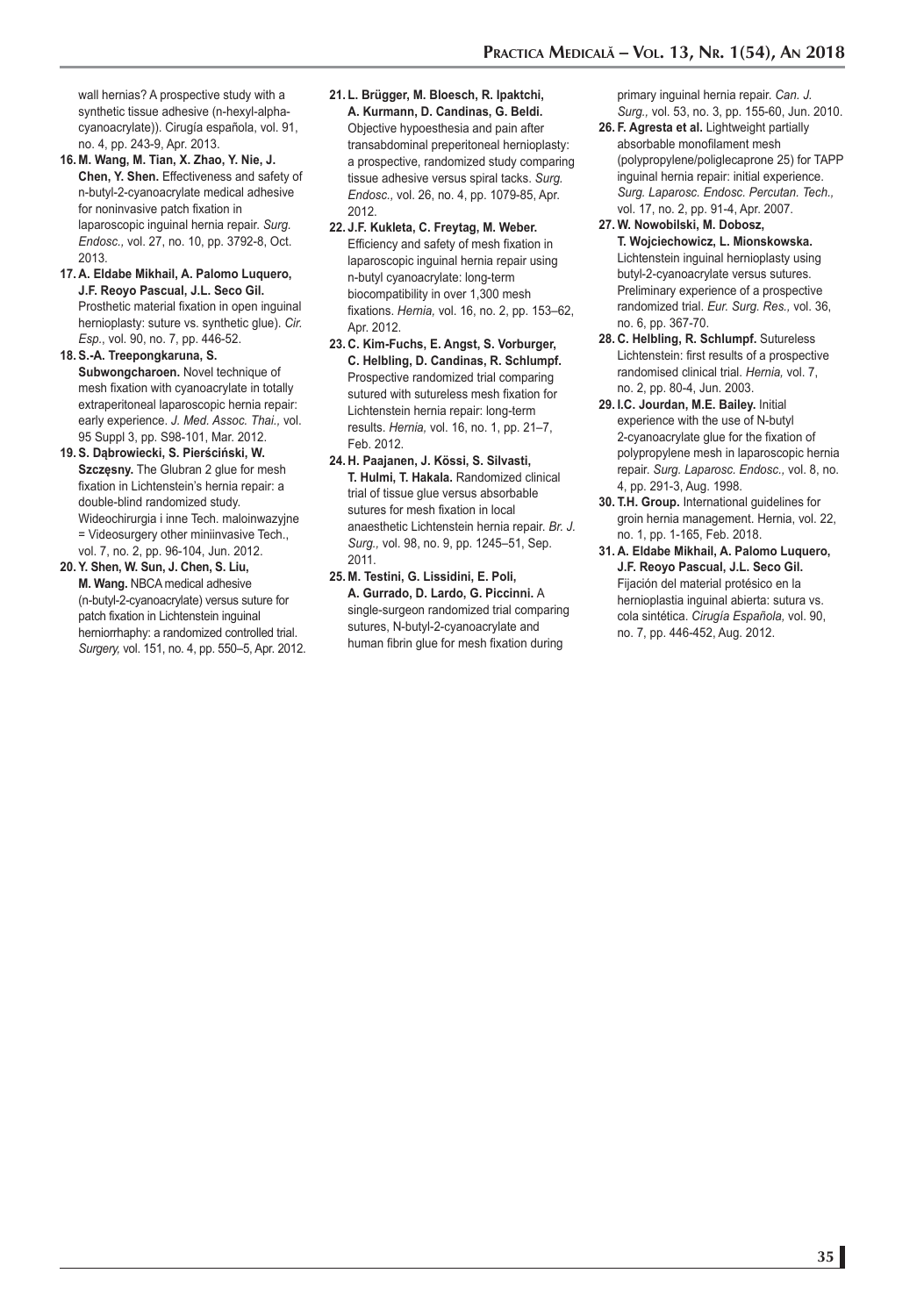wall hernias? A prospective study with a synthetic tissue adhesive (n-hexyl-alpha-cyanoacrylate)). Cirugía española, vol. 91, no. 4, pp. 243-9, Apr. 2013.

16. **M. Wang, M. Tian, X. Zhao, Y. Nie, J. Chen, Y. Shen.** Effectiveness and safety of n-butyl-2-cyanoacrylate medical adhesive for noninvasive patch fixation in laparoscopic inguinal hernia repair. *Surg. Endosc.,* vol. 27, no. 10, pp. 3792-8, Oct. 2013.
17. **A. Eldabe Mikhail, A. Palomo Luquero, J.F. Reoyo Pascual, J.L. Seco Gil.** Prosthetic material fixation in open inguinal hernioplasty: suture vs. synthetic glue). *Cir. Esp.*, vol. 90, no. 7, pp. 446-52.
18. **S.-A. Treepongkaruna, S. Subwongcharoen.** Novel technique of mesh fixation with cyanoacrylate in totally extraperitoneal laparoscopic hernia repair: early experience. *J. Med. Assoc. Thai.,* vol. 95 Suppl 3, pp. S98-101, Mar. 2012.
19. **S. Dąbrowiecki, S. Pierściński, W. Szczęsny.** The Glubran 2 glue for mesh fixation in Lichtenstein's hernia repair: a double-blind randomized study. Wideochirurgia i inne Tech. maloinwazyjne = Videosurgery other miniinvasive Tech., vol. 7, no. 2, pp. 96-104, Jun. 2012.
20. **Y. Shen, W. Sun, J. Chen, S. Liu, M. Wang.** NBCA medical adhesive (n-butyl-2-cyanoacrylate) versus suture for patch fixation in Lichtenstein inguinal herniorrhaphy: a randomized controlled trial. *Surgery,* vol. 151, no. 4, pp. 550–5, Apr. 2012.
21. **L. Brügger, M. Bloesch, R. Ipaktchi, A. Kurmann, D. Candinas, G. Beldi.** Objective hypoesthesia and pain after transabdominal preperitoneal hernioplasty: a prospective, randomized study comparing tissue adhesive versus spiral tacks. *Surg. Endosc.,* vol. 26, no. 4, pp. 1079-85, Apr. 2012.
22. **J.F. Kukleta, C. Freytag, M. Weber.** Efficiency and safety of mesh fixation in laparoscopic inguinal hernia repair using n-butyl cyanoacrylate: long-term biocompatibility in over 1,300 mesh fixations. *Hernia,* vol. 16, no. 2, pp. 153–62, Apr. 2012.
23. **C. Kim-Fuchs, E. Angst, S. Vorburger, C. Helbling, D. Candinas, R. Schlumpf.** Prospective randomized trial comparing sutured with sutureless mesh fixation for Lichtenstein hernia repair: long-term results. *Hernia,* vol. 16, no. 1, pp. 21–7, Feb. 2012.
24. **H. Paajanen, J. Kössi, S. Silvasti, T. Hulmi, T. Hakala.** Randomized clinical trial of tissue glue versus absorbable sutures for mesh fixation in local anaesthetic Lichtenstein hernia repair. *Br. J. Surg.,* vol. 98, no. 9, pp. 1245–51, Sep. 2011.
25. **M. Testini, G. Lissidini, E. Poli, A. Gurrado, D. Lardo, G. Piccinni.** A single-surgeon randomized trial comparing sutures, N-butyl-2-cyanoacrylate and human fibrin glue for mesh fixation during primary inguinal hernia repair. *Can. J. Surg.,* vol. 53, no. 3, pp. 155-60, Jun. 2010.
26. **F. Agresta et al.** Lightweight partially absorbable monofilament mesh (polypropylene/poliglecaprone 25) for TAPP inguinal hernia repair: initial experience. *Surg. Laparosc. Endosc. Percutan. Tech.,* vol. 17, no. 2, pp. 91-4, Apr. 2007.
27. **W. Nowobilski, M. Dobosz, T. Wojciechowicz, L. Mionskowska.** Lichtenstein inguinal hernioplasty using butyl-2-cyanoacrylate versus sutures. Preliminary experience of a prospective randomized trial. *Eur. Surg. Res.,* vol. 36, no. 6, pp. 367-70.
28. **C. Helbling, R. Schlumpf.** Sutureless Lichtenstein: first results of a prospective randomised clinical trial. *Hernia,* vol. 7, no. 2, pp. 80-4, Jun. 2003.
29. **I.C. Jourdan, M.E. Bailey.** Initial experience with the use of N-butyl 2-cyanoacrylate glue for the fixation of polypropylene mesh in laparoscopic hernia repair. *Surg. Laparosc. Endosc.,* vol. 8, no. 4, pp. 291-3, Aug. 1998.
30. **T.H. Group.** International guidelines for groin hernia management. Hernia, vol. 22, no. 1, pp. 1-165, Feb. 2018.
31. **A. Eldabe Mikhail, A. Palomo Luquero, J.F. Reoyo Pascual, J.L. Seco Gil.** Fijación del material protésico en la hernioplastia inguinal abierta: sutura vs. cola sintética. *Cirugía Española,* vol. 90, no. 7, pp. 446-452, Aug. 2012.